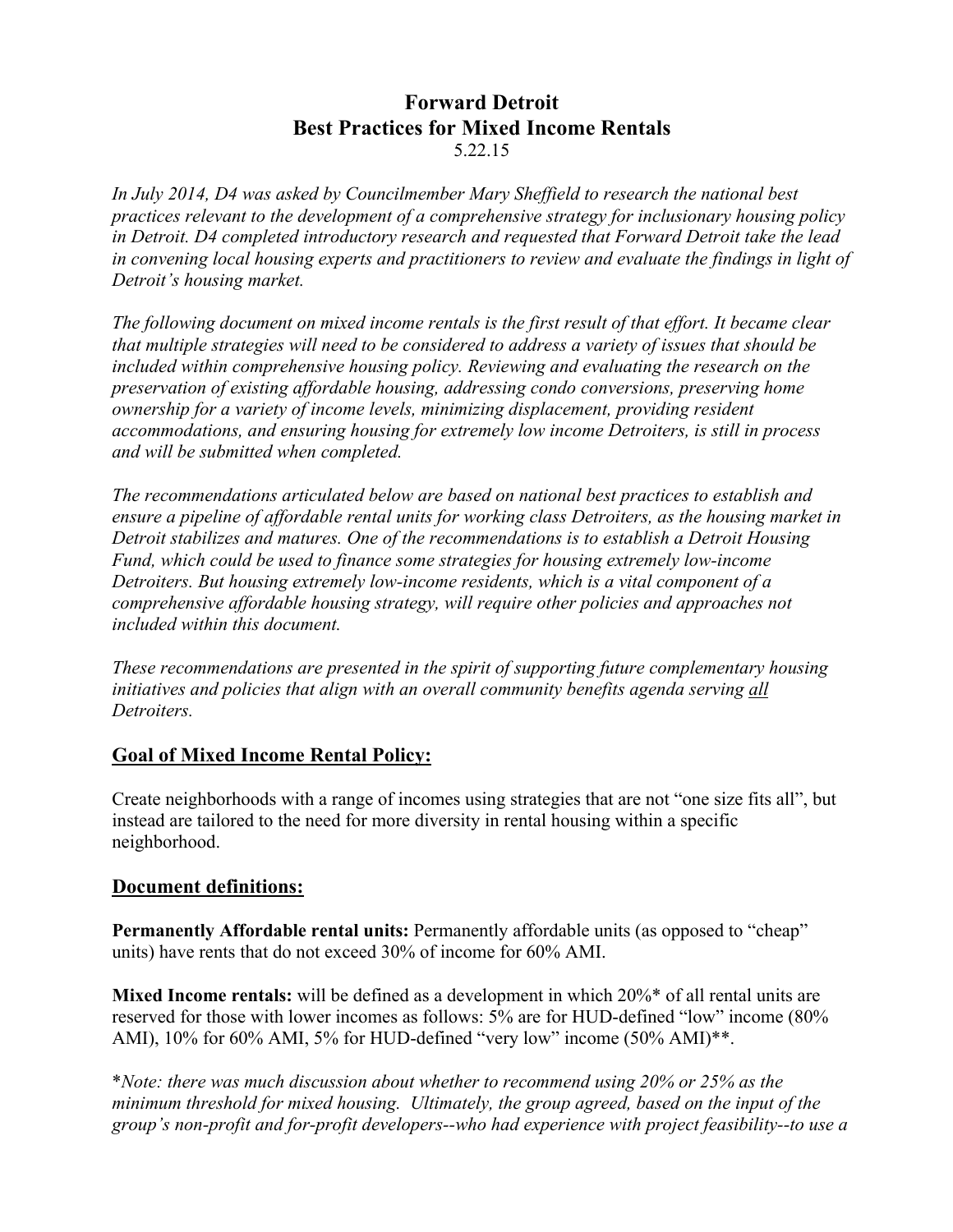# Forward Detroit
## Best Practices for Mixed Income Rentals
5.22.15

*In July 2014, D4 was asked by Councilmember Mary Sheffield to research the national best practices relevant to the development of a comprehensive strategy for inclusionary housing policy in Detroit. D4 completed introductory research and requested that Forward Detroit take the lead in convening local housing experts and practitioners to review and evaluate the findings in light of Detroit's housing market.*

*The following document on mixed income rentals is the first result of that effort. It became clear that multiple strategies will need to be considered to address a variety of issues that should be included within comprehensive housing policy. Reviewing and evaluating the research on the preservation of existing affordable housing, addressing condo conversions, preserving home ownership for a variety of income levels, minimizing displacement, providing resident accommodations, and ensuring housing for extremely low income Detroiters, is still in process and will be submitted when completed.*

*The recommendations articulated below are based on national best practices to establish and ensure a pipeline of affordable rental units for working class Detroiters, as the housing market in Detroit stabilizes and matures. One of the recommendations is to establish a Detroit Housing Fund, which could be used to finance some strategies for housing extremely low-income Detroiters. But housing extremely low-income residents, which is a vital component of a comprehensive affordable housing strategy, will require other policies and approaches not included within this document.*

*These recommendations are presented in the spirit of supporting future complementary housing initiatives and policies that align with an overall community benefits agenda serving <u>all</u> Detroiters.*

## <u>Goal of Mixed Income Rental Policy:</u>

Create neighborhoods with a range of incomes using strategies that are not "one size fits all", but instead are tailored to the need for more diversity in rental housing within a specific neighborhood.

## <u>Document definitions:</u>

**Permanently Affordable rental units:** Permanently affordable units (as opposed to "cheap" units) have rents that do not exceed 30% of income for 60% AMI.

**Mixed Income rentals:** will be defined as a development in which 20%* of all rental units are reserved for those with lower incomes as follows: 5% are for HUD-defined "low" income (80% AMI), 10% for 60% AMI, 5% for HUD-defined "very low" income (50% AMI)**.

**Note: there was much discussion about whether to recommend using 20% or 25% as the minimum threshold for mixed housing. Ultimately, the group agreed, based on the input of the group's non-profit and for-profit developers--who had experience with project feasibility--to use a*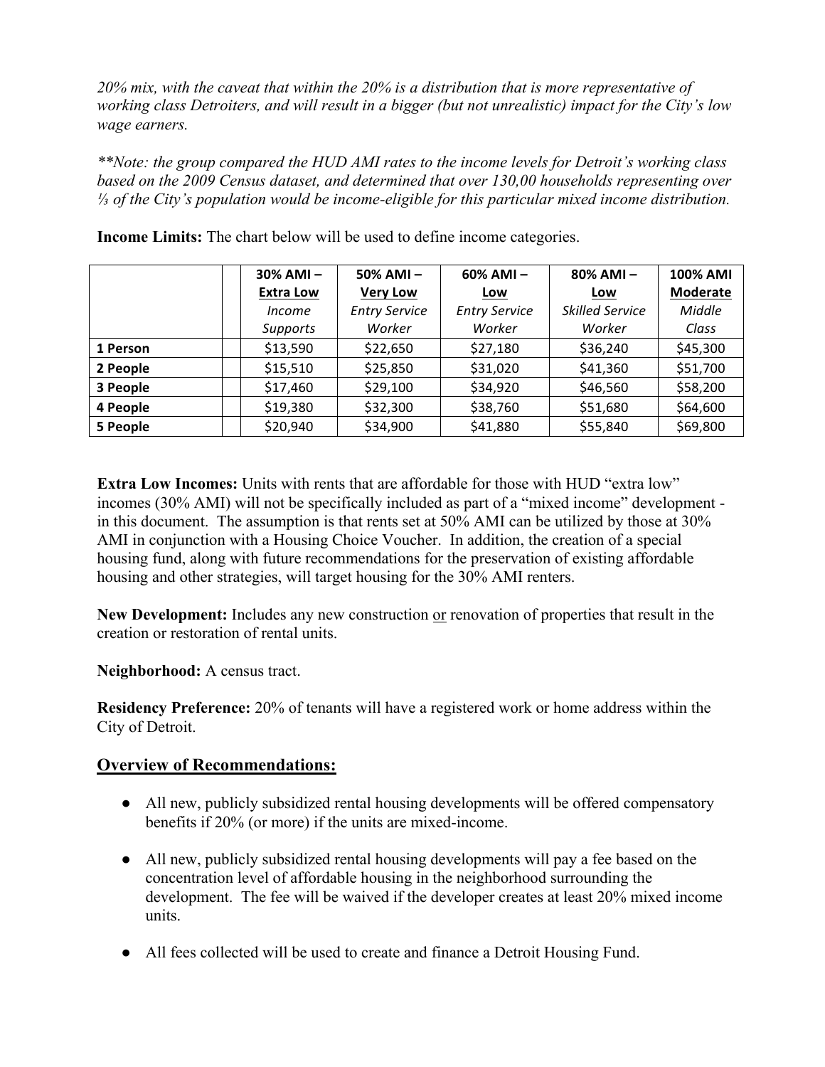*20% mix, with the caveat that within the 20% is a distribution that is more representative of working class Detroiters, and will result in a bigger (but not unrealistic) impact for the City's low wage earners.*

*\*\*Note: the group compared the HUD AMI rates to the income levels for Detroit's working class based on the 2009 Census dataset, and determined that over 130,00 households representing over ⅓ of the City's population would be income-eligible for this particular mixed income distribution.*

**Income Limits:** The chart below will be used to define income categories.

| | | 30% AMI – Extra Low *Income Supports* | 50% AMI – Very Low *Entry Service Worker* | 60% AMI – Low *Entry Service Worker* | 80% AMI – Low *Skilled Service Worker* | 100% AMI Moderate *Middle Class* |
|---|---|---|---|---|---|---|
| **1 Person** | | $13,590 | $22,650 | $27,180 | $36,240 | $45,300 |
| **2 People** | | $15,510 | $25,850 | $31,020 | $41,360 | $51,700 |
| **3 People** | | $17,460 | $29,100 | $34,920 | $46,560 | $58,200 |
| **4 People** | | $19,380 | $32,300 | $38,760 | $51,680 | $64,600 |
| **5 People** | | $20,940 | $34,900 | $41,880 | $55,840 | $69,800 |

**Extra Low Incomes:** Units with rents that are affordable for those with HUD "extra low" incomes (30% AMI) will not be specifically included as part of a "mixed income" development - in this document. The assumption is that rents set at 50% AMI can be utilized by those at 30% AMI in conjunction with a Housing Choice Voucher. In addition, the creation of a special housing fund, along with future recommendations for the preservation of existing affordable housing and other strategies, will target housing for the 30% AMI renters.

**New Development:** Includes any new construction or renovation of properties that result in the creation or restoration of rental units.

**Neighborhood:** A census tract.

**Residency Preference:** 20% of tenants will have a registered work or home address within the City of Detroit.

## Overview of Recommendations:

- All new, publicly subsidized rental housing developments will be offered compensatory benefits if 20% (or more) if the units are mixed-income.
- All new, publicly subsidized rental housing developments will pay a fee based on the concentration level of affordable housing in the neighborhood surrounding the development. The fee will be waived if the developer creates at least 20% mixed income units.
- All fees collected will be used to create and finance a Detroit Housing Fund.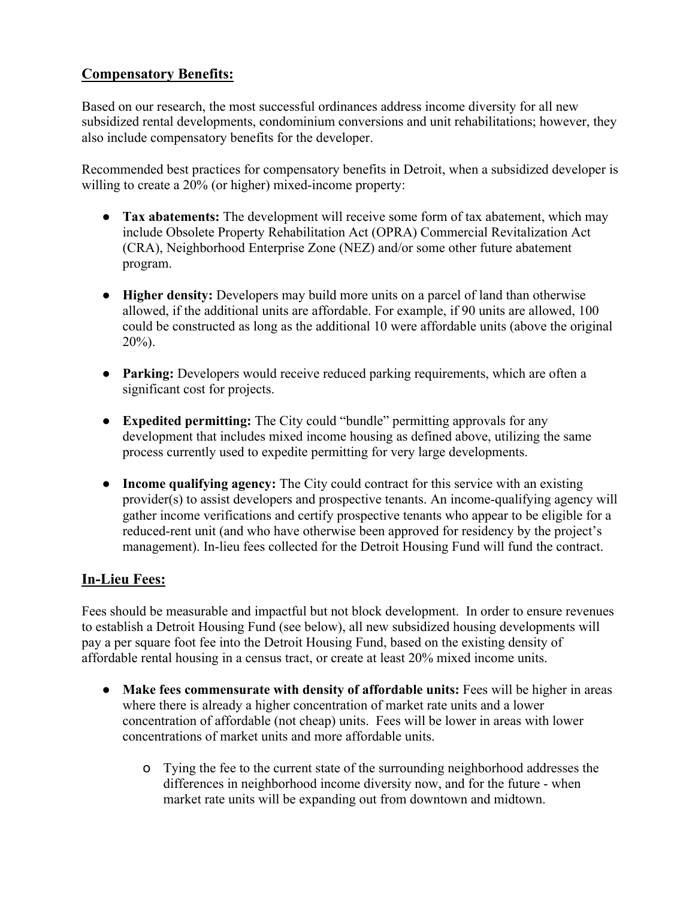## Compensatory Benefits:

Based on our research, the most successful ordinances address income diversity for all new subsidized rental developments, condominium conversions and unit rehabilitations; however, they also include compensatory benefits for the developer.

Recommended best practices for compensatory benefits in Detroit, when a subsidized developer is willing to create a 20% (or higher) mixed-income property:

- **Tax abatements:** The development will receive some form of tax abatement, which may include Obsolete Property Rehabilitation Act (OPRA) Commercial Revitalization Act (CRA), Neighborhood Enterprise Zone (NEZ) and/or some other future abatement program.
- **Higher density:** Developers may build more units on a parcel of land than otherwise allowed, if the additional units are affordable. For example, if 90 units are allowed, 100 could be constructed as long as the additional 10 were affordable units (above the original 20%).
- **Parking:** Developers would receive reduced parking requirements, which are often a significant cost for projects.
- **Expedited permitting:** The City could "bundle" permitting approvals for any development that includes mixed income housing as defined above, utilizing the same process currently used to expedite permitting for very large developments.
- **Income qualifying agency:** The City could contract for this service with an existing provider(s) to assist developers and prospective tenants. An income-qualifying agency will gather income verifications and certify prospective tenants who appear to be eligible for a reduced-rent unit (and who have otherwise been approved for residency by the project's management). In-lieu fees collected for the Detroit Housing Fund will fund the contract.

## In-Lieu Fees:

Fees should be measurable and impactful but not block development. In order to ensure revenues to establish a Detroit Housing Fund (see below), all new subsidized housing developments will pay a per square foot fee into the Detroit Housing Fund, based on the existing density of affordable rental housing in a census tract, or create at least 20% mixed income units.

- **Make fees commensurate with density of affordable units:** Fees will be higher in areas where there is already a higher concentration of market rate units and a lower concentration of affordable (not cheap) units. Fees will be lower in areas with lower concentrations of market units and more affordable units.
  - Tying the fee to the current state of the surrounding neighborhood addresses the differences in neighborhood income diversity now, and for the future - when market rate units will be expanding out from downtown and midtown.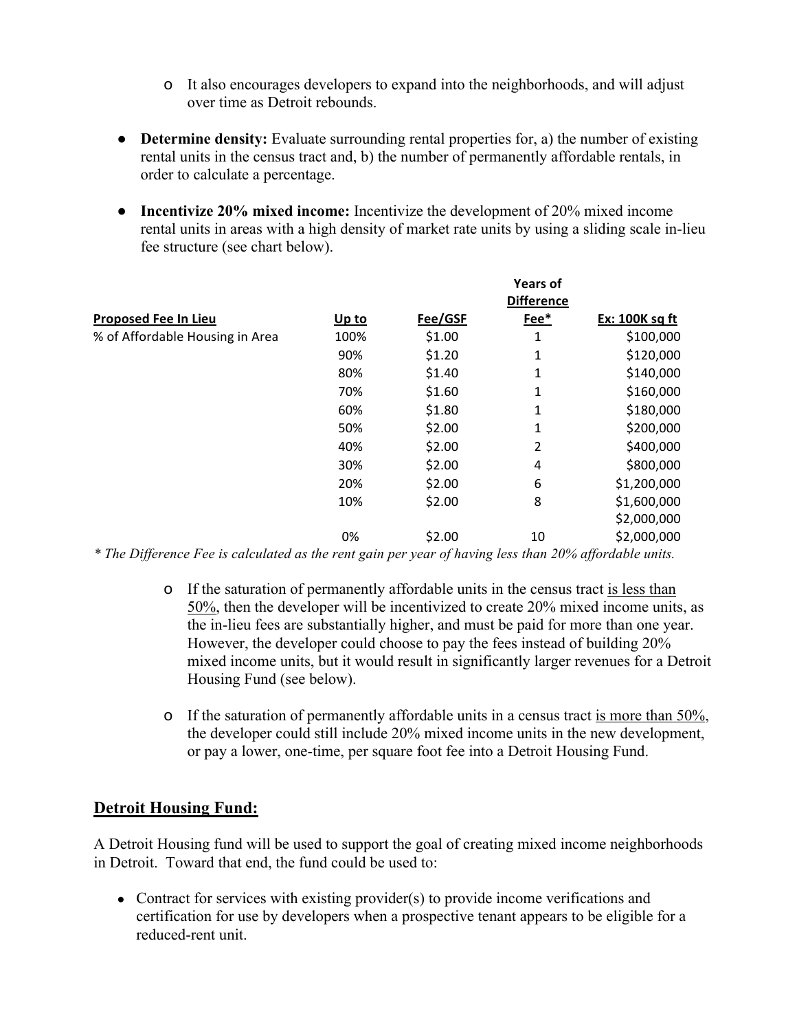- It also encourages developers to expand into the neighborhoods, and will adjust over time as Detroit rebounds.

- **Determine density:** Evaluate surrounding rental properties for, a) the number of existing rental units in the census tract and, b) the number of permanently affordable rentals, in order to calculate a percentage.

- **Incentivize 20% mixed income:** Incentivize the development of 20% mixed income rental units in areas with a high density of market rate units by using a sliding scale in-lieu fee structure (see chart below).

| Proposed Fee In Lieu | Up to | Fee/GSF | Years of Difference Fee* | Ex: 100K sq ft |
|---|---|---|---|---|
| % of Affordable Housing in Area | 100% | $1.00 | 1 | $100,000 |
| | 90% | $1.20 | 1 | $120,000 |
| | 80% | $1.40 | 1 | $140,000 |
| | 70% | $1.60 | 1 | $160,000 |
| | 60% | $1.80 | 1 | $180,000 |
| | 50% | $2.00 | 1 | $200,000 |
| | 40% | $2.00 | 2 | $400,000 |
| | 30% | $2.00 | 4 | $800,000 |
| | 20% | $2.00 | 6 | $1,200,000 |
| | 10% | $2.00 | 8 | $1,600,000 |
| | | | | $2,000,000 |
| | 0% | $2.00 | 10 | $2,000,000 |

*\* The Difference Fee is calculated as the rent gain per year of having less than 20% affordable units.*

- If the saturation of permanently affordable units in the census tract is less than 50%, then the developer will be incentivized to create 20% mixed income units, as the in-lieu fees are substantially higher, and must be paid for more than one year. However, the developer could choose to pay the fees instead of building 20% mixed income units, but it would result in significantly larger revenues for a Detroit Housing Fund (see below).

- If the saturation of permanently affordable units in a census tract is more than 50%, the developer could still include 20% mixed income units in the new development, or pay a lower, one-time, per square foot fee into a Detroit Housing Fund.

## Detroit Housing Fund:

A Detroit Housing fund will be used to support the goal of creating mixed income neighborhoods in Detroit. Toward that end, the fund could be used to:

- Contract for services with existing provider(s) to provide income verifications and certification for use by developers when a prospective tenant appears to be eligible for a reduced-rent unit.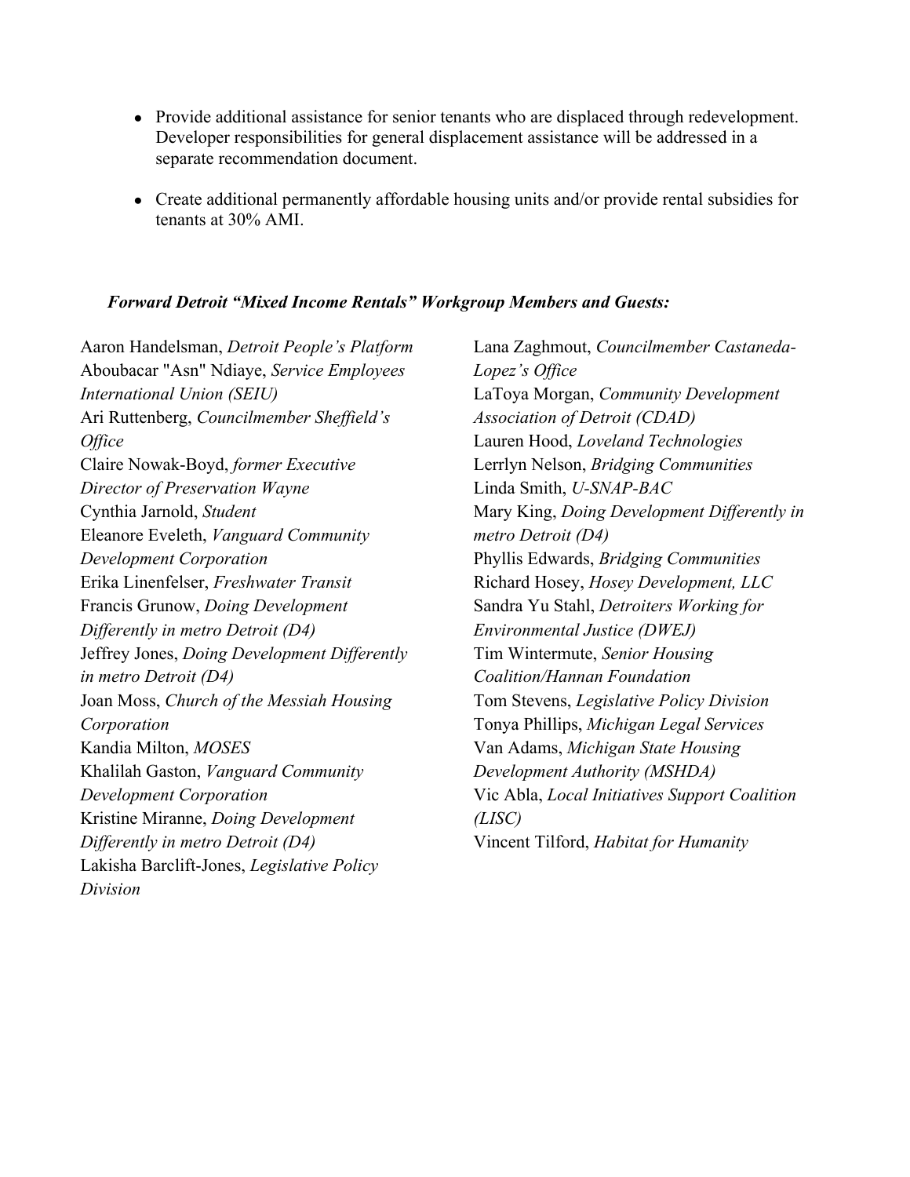- Provide additional assistance for senior tenants who are displaced through redevelopment. Developer responsibilities for general displacement assistance will be addressed in a separate recommendation document.

- Create additional permanently affordable housing units and/or provide rental subsidies for tenants at 30% AMI.

***Forward Detroit "Mixed Income Rentals" Workgroup Members and Guests:***

Aaron Handelsman, *Detroit People's Platform*
Aboubacar "Asn" Ndiaye, *Service Employees International Union (SEIU)*
Ari Ruttenberg, *Councilmember Sheffield's Office*
Claire Nowak-Boyd, *former Executive Director of Preservation Wayne*
Cynthia Jarnold, *Student*
Eleanore Eveleth, *Vanguard Community Development Corporation*
Erika Linenfelser, *Freshwater Transit*
Francis Grunow, *Doing Development Differently in metro Detroit (D4)*
Jeffrey Jones, *Doing Development Differently in metro Detroit (D4)*
Joan Moss, *Church of the Messiah Housing Corporation*
Kandia Milton, *MOSES*
Khalilah Gaston, *Vanguard Community Development Corporation*
Kristine Miranne, *Doing Development Differently in metro Detroit (D4)*
Lakisha Barclift-Jones, *Legislative Policy Division*
Lana Zaghmout, *Councilmember Castaneda-Lopez's Office*
LaToya Morgan, *Community Development Association of Detroit (CDAD)*
Lauren Hood, *Loveland Technologies*
Lerrlyn Nelson, *Bridging Communities*
Linda Smith, *U-SNAP-BAC*
Mary King, *Doing Development Differently in metro Detroit (D4)*
Phyllis Edwards, *Bridging Communities*
Richard Hosey, *Hosey Development, LLC*
Sandra Yu Stahl, *Detroiters Working for Environmental Justice (DWEJ)*
Tim Wintermute, *Senior Housing Coalition/Hannan Foundation*
Tom Stevens, *Legislative Policy Division*
Tonya Phillips, *Michigan Legal Services*
Van Adams, *Michigan State Housing Development Authority (MSHDA)*
Vic Abla, *Local Initiatives Support Coalition (LISC)*
Vincent Tilford, *Habitat for Humanity*